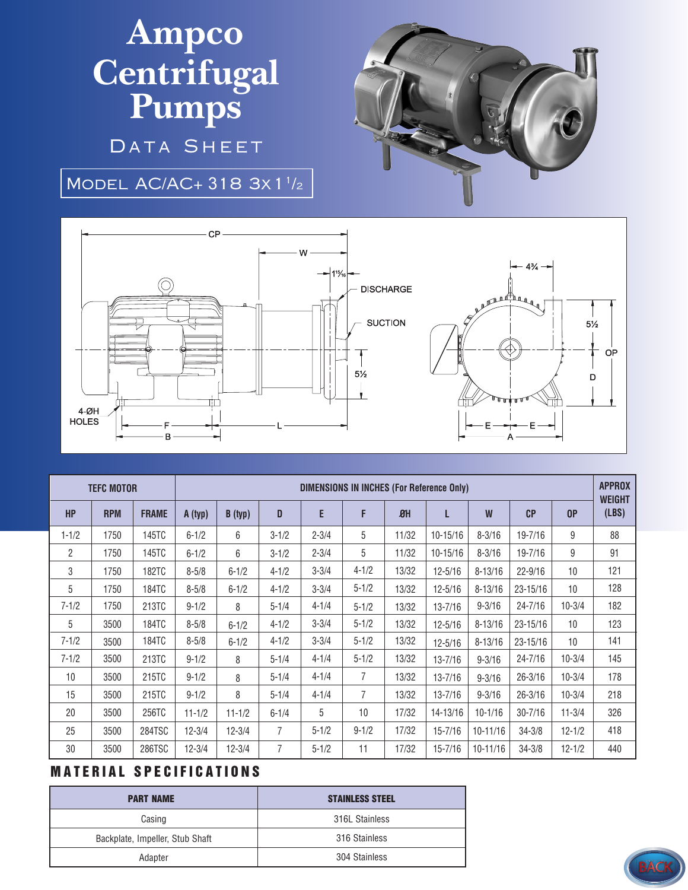# Ampco Centrifugal Pumps

## Data Sheet

## Model AC/AC+ 318 3x1 1/2

| TEFC MOTOR | | | DIMENSIONS IN INCHES (For Reference Only) | | | | | | | | | | APPROX WEIGHT (LBS) |
|---|---|---|---|---|---|---|---|---|---|---|---|---|---|
| HP | RPM | FRAME | A (typ) | B (typ) | D | E | F | ØH | L | W | CP | OP | |
| 1-1/2 | 1750 | 145TC | 6-1/2 | 6 | 3-1/2 | 2-3/4 | 5 | 11/32 | 10-15/16 | 8-3/16 | 19-7/16 | 9 | 88 |
| 2 | 1750 | 145TC | 6-1/2 | 6 | 3-1/2 | 2-3/4 | 5 | 11/32 | 10-15/16 | 8-3/16 | 19-7/16 | 9 | 91 |
| 3 | 1750 | 182TC | 8-5/8 | 6-1/2 | 4-1/2 | 3-3/4 | 4-1/2 | 13/32 | 12-5/16 | 8-13/16 | 22-9/16 | 10 | 121 |
| 5 | 1750 | 184TC | 8-5/8 | 6-1/2 | 4-1/2 | 3-3/4 | 5-1/2 | 13/32 | 12-5/16 | 8-13/16 | 23-15/16 | 10 | 128 |
| 7-1/2 | 1750 | 213TC | 9-1/2 | 8 | 5-1/4 | 4-1/4 | 5-1/2 | 13/32 | 13-7/16 | 9-3/16 | 24-7/16 | 10-3/4 | 182 |
| 5 | 3500 | 184TC | 8-5/8 | 6-1/2 | 4-1/2 | 3-3/4 | 5-1/2 | 13/32 | 12-5/16 | 8-13/16 | 23-15/16 | 10 | 123 |
| 7-1/2 | 3500 | 184TC | 8-5/8 | 6-1/2 | 4-1/2 | 3-3/4 | 5-1/2 | 13/32 | 12-5/16 | 8-13/16 | 23-15/16 | 10 | 141 |
| 7-1/2 | 3500 | 213TC | 9-1/2 | 8 | 5-1/4 | 4-1/4 | 5-1/2 | 13/32 | 13-7/16 | 9-3/16 | 24-7/16 | 10-3/4 | 145 |
| 10 | 3500 | 215TC | 9-1/2 | 8 | 5-1/4 | 4-1/4 | 7 | 13/32 | 13-7/16 | 9-3/16 | 26-3/16 | 10-3/4 | 178 |
| 15 | 3500 | 215TC | 9-1/2 | 8 | 5-1/4 | 4-1/4 | 7 | 13/32 | 13-7/16 | 9-3/16 | 26-3/16 | 10-3/4 | 218 |
| 20 | 3500 | 256TC | 11-1/2 | 11-1/2 | 6-1/4 | 5 | 10 | 17/32 | 14-13/16 | 10-1/16 | 30-7/16 | 11-3/4 | 326 |
| 25 | 3500 | 284TSC | 12-3/4 | 12-3/4 | 7 | 5-1/2 | 9-1/2 | 17/32 | 15-7/16 | 10-11/16 | 34-3/8 | 12-1/2 | 418 |
| 30 | 3500 | 286TSC | 12-3/4 | 12-3/4 | 7 | 5-1/2 | 11 | 17/32 | 15-7/16 | 10-11/16 | 34-3/8 | 12-1/2 | 440 |

## MATERIAL SPECIFICATIONS

| PART NAME | STAINLESS STEEL |
|---|---|
| Casing | 316L Stainless |
| Backplate, Impeller, Stub Shaft | 316 Stainless |
| Adapter | 304 Stainless |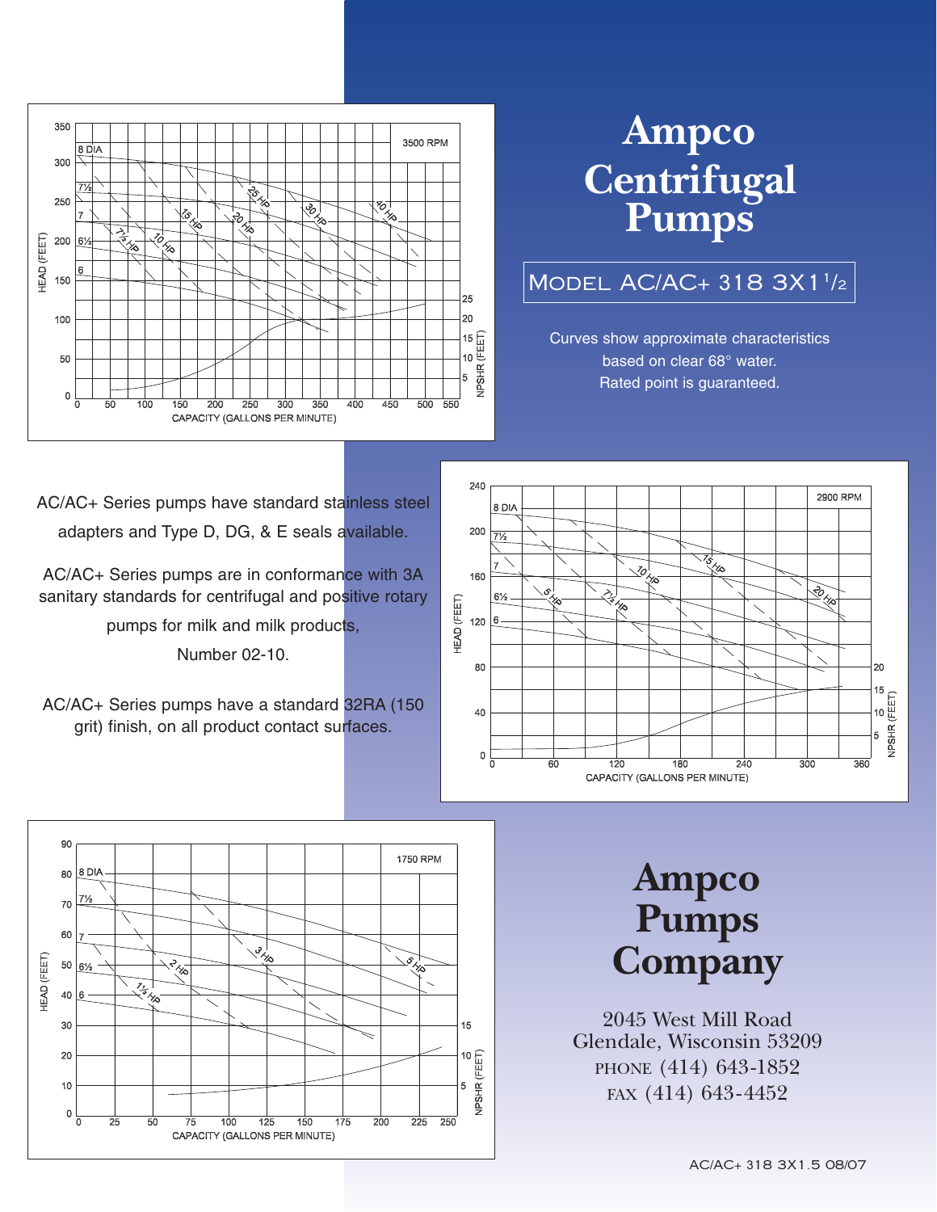# Ampco Centrifugal Pumps

## Model AC/AC+ 318 3X1 1/2

Curves show approximate characteristics based on clear 68° water. Rated point is guaranteed.

350
300
250
200
150
100
50
0
HEAD (FEET)
3500 RPM
8 DIA
7½
7
6½
6
7½ HP
10 HP
15 HP
20 HP
25 HP
30 HP
40 HP
25
20
15
10
5
NPSHR (FEET)
0 50 100 150 200 250 300 350 400 450 500 550
CAPACITY (GALLONS PER MINUTE)

AC/AC+ Series pumps have standard stainless steel adapters and Type D, DG, & E seals available.

AC/AC+ Series pumps are in conformance with 3A sanitary standards for centrifugal and positive rotary pumps for milk and milk products, Number 02-10.

AC/AC+ Series pumps have a standard 32RA (150 grit) finish, on all product contact surfaces.

240
200
160
120
80
40
0
HEAD (FEET)
2900 RPM
8 DIA
7½
7
6½
6
5 HP
7½ HP
10 HP
15 HP
20 HP
20
15
10
5
NPSHR (FEET)
0 60 120 180 240 300 360
CAPACITY (GALLONS PER MINUTE)

90
80
70
60
50
40
30
20
10
0
HEAD (FEET)
1750 RPM
8 DIA
7½
7
6½
6
1½ HP
2 HP
3 HP
5 HP
15
10
5
NPSHR (FEET)
0 25 50 75 100 125 150 175 200 225 250
CAPACITY (GALLONS PER MINUTE)

# Ampco Pumps Company

2045 West Mill Road
Glendale, Wisconsin 53209
PHONE (414) 643-1852
FAX (414) 643-4452

AC/AC+ 318 3X1.5 08/07